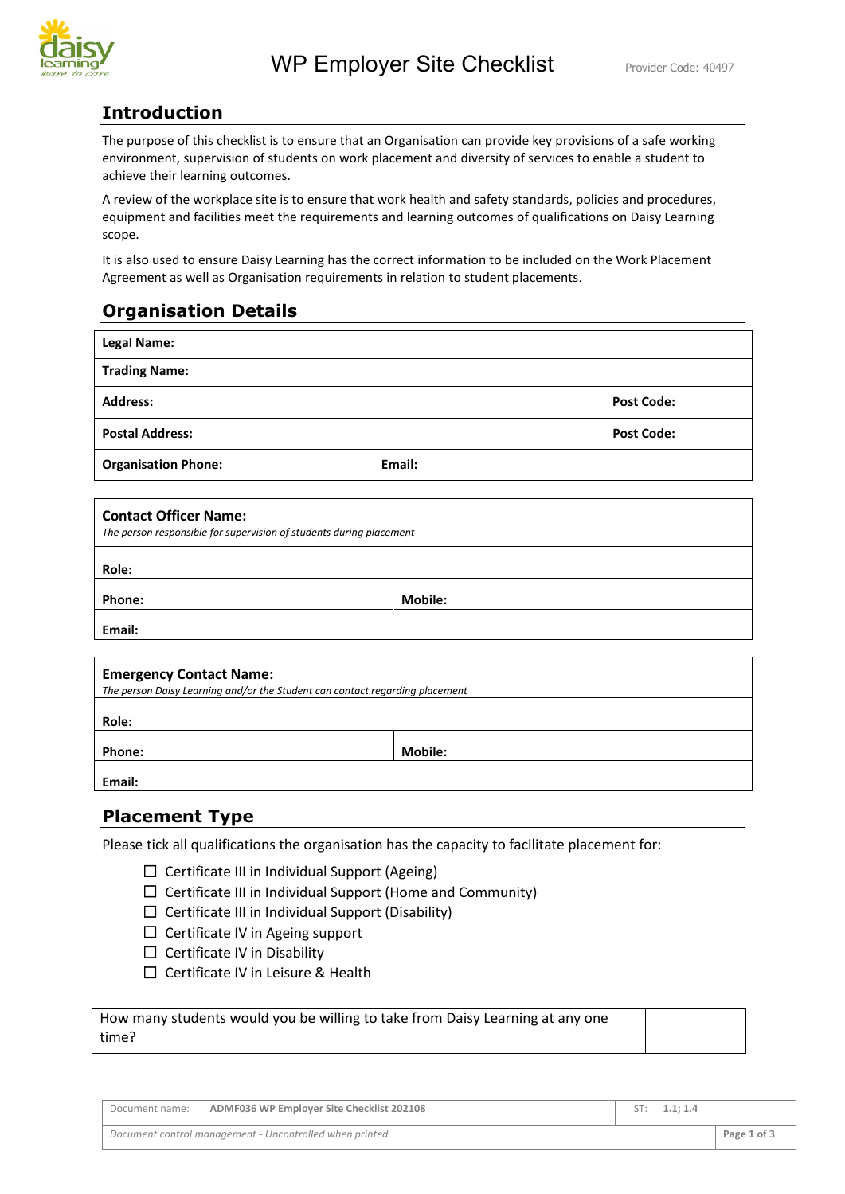# WP Employer Site Checklist

Provider Code: 40497

## Introduction

The purpose of this checklist is to ensure that an Organisation can provide key provisions of a safe working environment, supervision of students on work placement and diversity of services to enable a student to achieve their learning outcomes.

A review of the workplace site is to ensure that work health and safety standards, policies and procedures, equipment and facilities meet the requirements and learning outcomes of qualifications on Daisy Learning scope.

It is also used to ensure Daisy Learning has the correct information to be included on the Work Placement Agreement as well as Organisation requirements in relation to student placements.

## Organisation Details

| **Legal Name:** | | |
|---|---|---|
| **Trading Name:** | | |
| **Address:** | | **Post Code:** |
| **Postal Address:** | | **Post Code:** |
| **Organisation Phone:** | **Email:** | |

| **Contact Officer Name:** *The person responsible for supervision of students during placement* | |
|---|---|
| **Role:** | |
| **Phone:** | **Mobile:** |
| **Email:** | |

| **Emergency Contact Name:** *The person Daisy Learning and/or the Student can contact regarding placement* | |
|---|---|
| **Role:** | |
| **Phone:** | **Mobile:** |
| **Email:** | |

## Placement Type

Please tick all qualifications the organisation has the capacity to facilitate placement for:

- ☐ Certificate III in Individual Support (Ageing)
- ☐ Certificate III in Individual Support (Home and Community)
- ☐ Certificate III in Individual Support (Disability)
- ☐ Certificate IV in Ageing support
- ☐ Certificate IV in Disability
- ☐ Certificate IV in Leisure & Health

| How many students would you be willing to take from Daisy Learning at any one time? | |
|---|---|

| Document name: ADMF036 WP Employer Site Checklist 202108 | ST: 1.1; 1.4 |
|---|---|
| *Document control management - Uncontrolled when printed* | |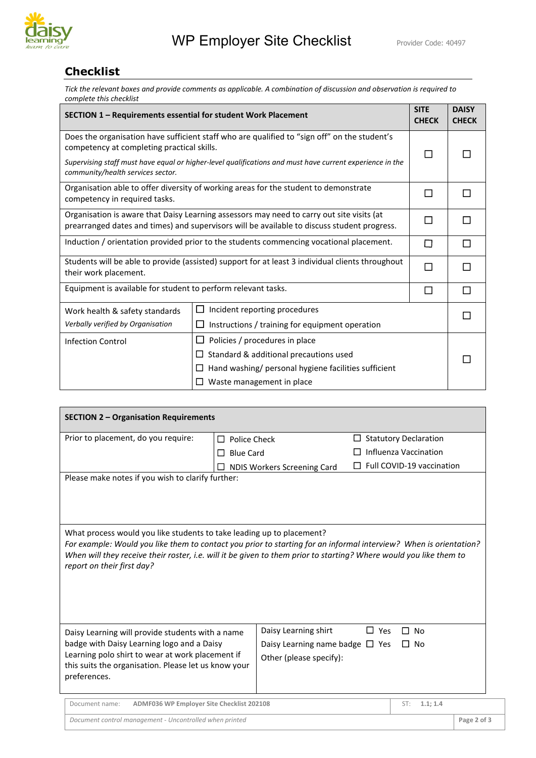## Checklist

*Tick the relevant boxes and provide comments as applicable. A combination of discussion and observation is required to complete this checklist*

| SECTION 1 – Requirements essential for student Work Placement | | SITE CHECK | DAISY CHECK |
|---|---|---|---|
| Does the organisation have sufficient staff who are qualified to "sign off" on the student's competency at completing practical skills. *Supervising staff must have equal or higher-level qualifications and must have current experience in the community/health services sector.* | | ☐ | ☐ |
| Organisation able to offer diversity of working areas for the student to demonstrate competency in required tasks. | | ☐ | ☐ |
| Organisation is aware that Daisy Learning assessors may need to carry out site visits (at prearranged dates and times) and supervisors will be available to discuss student progress. | | ☐ | ☐ |
| Induction / orientation provided prior to the students commencing vocational placement. | | ☐ | ☐ |
| Students will be able to provide (assisted) support for at least 3 individual clients throughout their work placement. | | ☐ | ☐ |
| Equipment is available for student to perform relevant tasks. | | ☐ | ☐ |
| Work health & safety standards *Verbally verified by Organisation* | ☐ Incident reporting procedures ☐ Instructions / training for equipment operation | | ☐ |
| Infection Control | ☐ Policies / procedures in place ☐ Standard & additional precautions used ☐ Hand washing/ personal hygiene facilities sufficient ☐ Waste management in place | | ☐ |

| SECTION 2 – Organisation Requirements | | |
|---|---|---|
| Prior to placement, do you require: | ☐ Police Check ☐ Blue Card ☐ NDIS Workers Screening Card | ☐ Statutory Declaration ☐ Influenza Vaccination ☐ Full COVID-19 vaccination |
| Please make notes if you wish to clarify further: | | |
| What process would you like students to take leading up to placement? *For example: Would you like them to contact you prior to starting for an informal interview? When is orientation? When will they receive their roster, i.e. will it be given to them prior to starting? Where would you like them to report on their first day?* | | |
| Daisy Learning will provide students with a name badge with Daisy Learning logo and a Daisy Learning polo shirt to wear at work placement if this suits the organisation. Please let us know your preferences. | Daisy Learning shirt ☐ Yes ☐ No Daisy Learning name badge ☐ Yes ☐ No Other (please specify): | |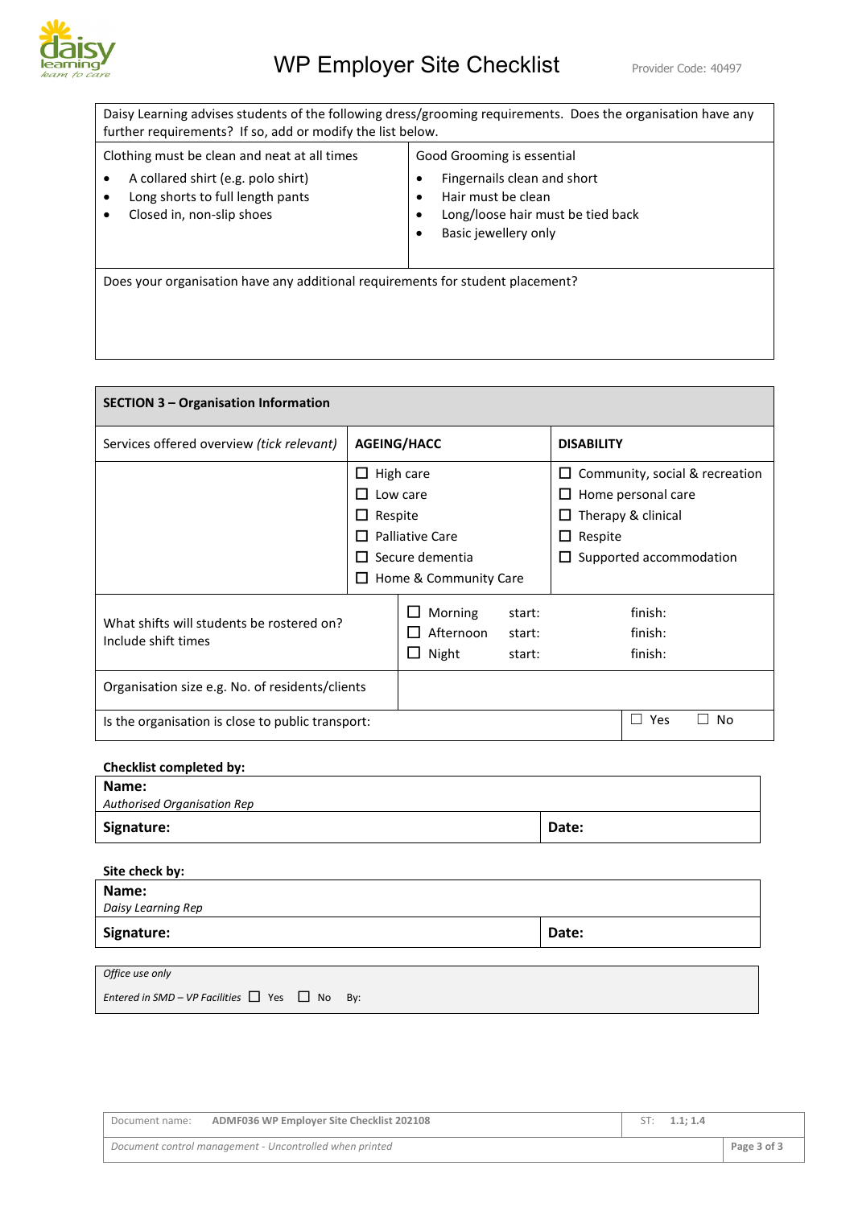# WP Employer Site Checklist

Provider Code: 40497

| | |
|---|---|
| Daisy Learning advises students of the following dress/grooming requirements. Does the organisation have any further requirements? If so, add or modify the list below. | |
| Clothing must be clean and neat at all times<br>• A collared shirt (e.g. polo shirt)<br>• Long shorts to full length pants<br>• Closed in, non-slip shoes | Good Grooming is essential<br>• Fingernails clean and short<br>• Hair must be clean<br>• Long/loose hair must be tied back<br>• Basic jewellery only |
| Does your organisation have any additional requirements for student placement? | |

| | | |
|---|---|---|
| **SECTION 3 – Organisation Information** | | |
| Services offered overview *(tick relevant)* | **AGEING/HACC** | **DISABILITY** |
| | ☐ High care<br>☐ Low care<br>☐ Respite<br>☐ Palliative Care<br>☐ Secure dementia<br>☐ Home & Community Care | ☐ Community, social & recreation<br>☐ Home personal care<br>☐ Therapy & clinical<br>☐ Respite<br>☐ Supported accommodation |
| What shifts will students be rostered on? Include shift times | ☐ Morning start: finish:<br>☐ Afternoon start: finish:<br>☐ Night start: finish: | |
| Organisation size e.g. No. of residents/clients | | |
| Is the organisation is close to public transport: | ☐ Yes ☐ No | |

**Checklist completed by:**

| | |
|---|---|
| **Name:**<br>*Authorised Organisation Rep* | |
| **Signature:** | **Date:** |

**Site check by:**

| | |
|---|---|
| **Name:**<br>*Daisy Learning Rep* | |
| **Signature:** | **Date:** |

*Office use only*

*Entered in SMD – VP Facilities* ☐ Yes ☐ No By:

Document name: ADMF036 WP Employer Site Checklist 202108 ST: 1.1; 1.4

*Document control management - Uncontrolled when printed*